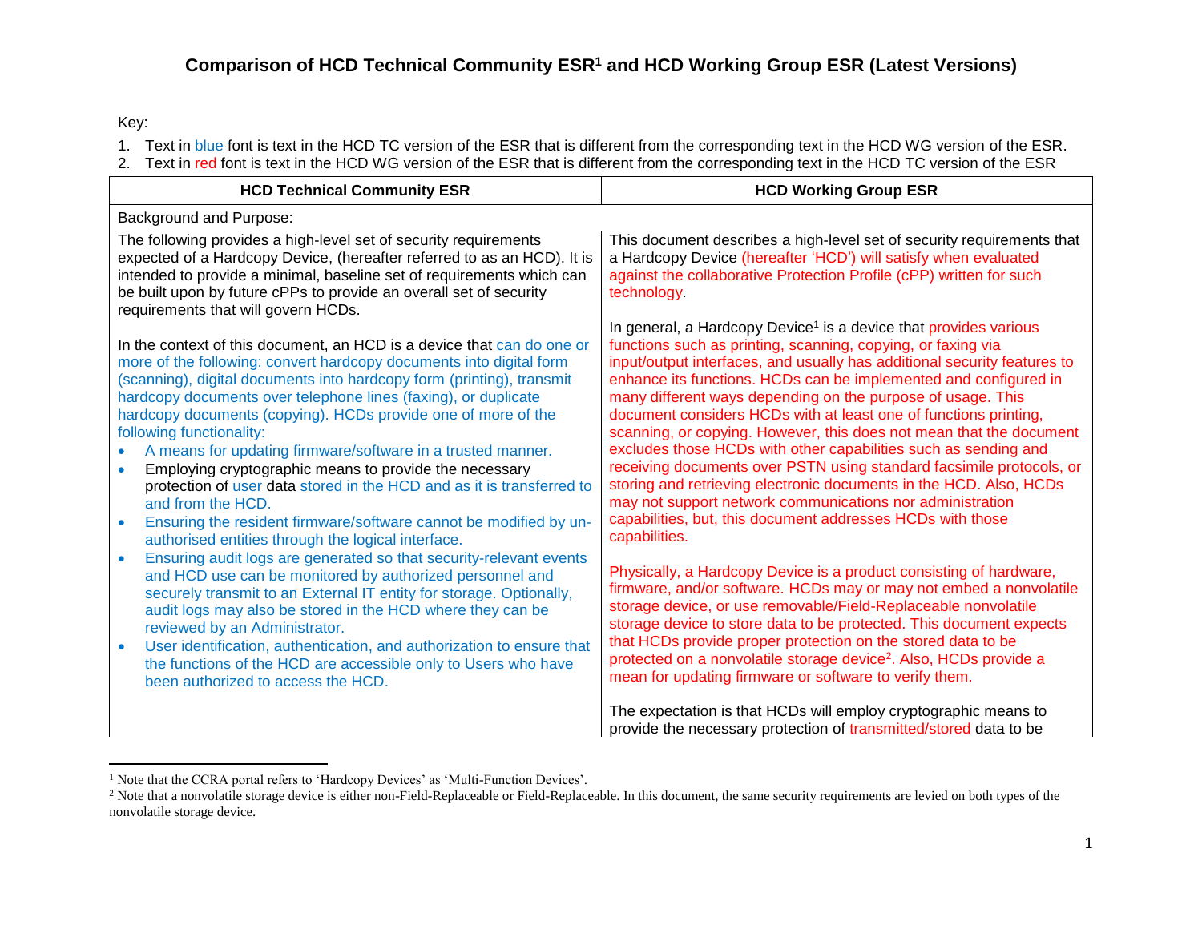# Comparison of HCD Technical Community ESR[1] and HCD Working Group ESR (Latest Versions)

Key:

1. Text in blue font is text in the HCD TC version of the ESR that is different from the corresponding text in the HCD WG version of the ESR.
2. Text in red font is text in the HCD WG version of the ESR that is different from the corresponding text in the HCD TC version of the ESR

| HCD Technical Community ESR | HCD Working Group ESR |
| --- | --- |
| Background and Purpose: | |
| The following provides a high-level set of security requirements expected of a Hardcopy Device, (hereafter referred to as an HCD). It is intended to provide a minimal, baseline set of requirements which can be built upon by future cPPs to provide an overall set of security requirements that will govern HCDs.<br><br>In the context of this document, an HCD is a device that can do one or more of the following: convert hardcopy documents into digital form (scanning), digital documents into hardcopy form (printing), transmit hardcopy documents over telephone lines (faxing), or duplicate hardcopy documents (copying). HCDs provide one of more of the following functionality:<br>• A means for updating firmware/software in a trusted manner.<br>• Employing cryptographic means to provide the necessary protection of user data stored in the HCD and as it is transferred to and from the HCD.<br>• Ensuring the resident firmware/software cannot be modified by un-authorised entities through the logical interface.<br>• Ensuring audit logs are generated so that security-relevant events and HCD use can be monitored by authorized personnel and securely transmit to an External IT entity for storage. Optionally, audit logs may also be stored in the HCD where they can be reviewed by an Administrator.<br>• User identification, authentication, and authorization to ensure that the functions of the HCD are accessible only to Users who have been authorized to access the HCD. | This document describes a high-level set of security requirements that a Hardcopy Device (hereafter 'HCD') will satisfy when evaluated against the collaborative Protection Profile (cPP) written for such technology.<br><br>In general, a Hardcopy Device[1] is a device that provides various functions such as printing, scanning, copying, or faxing via input/output interfaces, and usually has additional security features to enhance its functions. HCDs can be implemented and configured in many different ways depending on the purpose of usage. This document considers HCDs with at least one of functions printing, scanning, or copying. However, this does not mean that the document excludes those HCDs with other capabilities such as sending and receiving documents over PSTN using standard facsimile protocols, or storing and retrieving electronic documents in the HCD. Also, HCDs may not support network communications nor administration capabilities, but, this document addresses HCDs with those capabilities.<br><br>Physically, a Hardcopy Device is a product consisting of hardware, firmware, and/or software. HCDs may or may not embed a nonvolatile storage device, or use removable/Field-Replaceable nonvolatile storage device to store data to be protected. This document expects that HCDs provide proper protection on the stored data to be protected on a nonvolatile storage device[2]. Also, HCDs provide a mean for updating firmware or software to verify them.<br><br>The expectation is that HCDs will employ cryptographic means to provide the necessary protection of transmitted/stored data to be |

[1] Note that the CCRA portal refers to 'Hardcopy Devices' as 'Multi-Function Devices'.

[2] Note that a nonvolatile storage device is either non-Field-Replaceable or Field-Replaceable. In this document, the same security requirements are levied on both types of the nonvolatile storage device.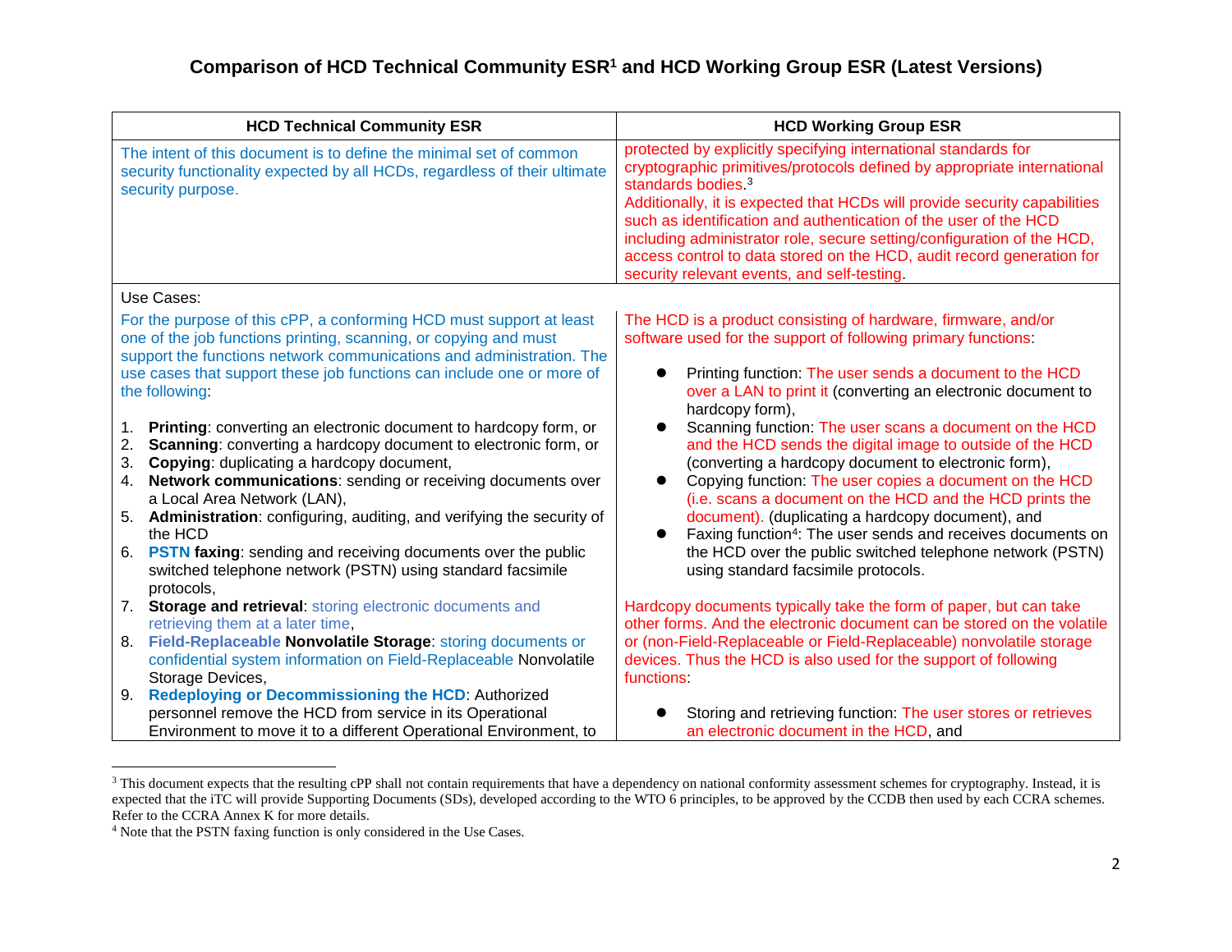# Comparison of HCD Technical Community ESR[1] and HCD Working Group ESR (Latest Versions)

| HCD Technical Community ESR | HCD Working Group ESR |
|---|---|
| The intent of this document is to define the minimal set of common security functionality expected by all HCDs, regardless of their ultimate security purpose. | protected by explicitly specifying international standards for cryptographic primitives/protocols defined by appropriate international standards bodies.[3]<br>Additionally, it is expected that HCDs will provide security capabilities such as identification and authentication of the user of the HCD including administrator role, secure setting/configuration of the HCD, access control to data stored on the HCD, audit record generation for security relevant events, and self-testing. |
| Use Cases: | |
| For the purpose of this cPP, a conforming HCD must support at least one of the job functions printing, scanning, or copying and must support the functions network communications and administration. The use cases that support these job functions can include one or more of the following:<br><br>1. **Printing**: converting an electronic document to hardcopy form, or<br>2. **Scanning**: converting a hardcopy document to electronic form, or<br>3. **Copying**: duplicating a hardcopy document,<br>4. **Network communications**: sending or receiving documents over a Local Area Network (LAN),<br>5. **Administration**: configuring, auditing, and verifying the security of the HCD<br>6. **PSTN faxing**: sending and receiving documents over the public switched telephone network (PSTN) using standard facsimile protocols,<br>7. **Storage and retrieval**: storing electronic documents and retrieving them at a later time,<br>8. **Field-Replaceable Nonvolatile Storage**: storing documents or confidential system information on Field-Replaceable Nonvolatile Storage Devices,<br>9. **Redeploying or Decommissioning the HCD**: Authorized personnel remove the HCD from service in its Operational Environment to move it to a different Operational Environment, to | The HCD is a product consisting of hardware, firmware, and/or software used for the support of following primary functions:<br><br>• Printing function: The user sends a document to the HCD over a LAN to print it (converting an electronic document to hardcopy form),<br>• Scanning function: The user scans a document on the HCD and the HCD sends the digital image to outside of the HCD (converting a hardcopy document to electronic form),<br>• Copying function: The user copies a document on the HCD (i.e. scans a document on the HCD and the HCD prints the document). (duplicating a hardcopy document), and<br>• Faxing function[4]: The user sends and receives documents on the HCD over the public switched telephone network (PSTN) using standard facsimile protocols.<br><br>Hardcopy documents typically take the form of paper, but can take other forms. And the electronic document can be stored on the volatile or (non-Field-Replaceable or Field-Replaceable) nonvolatile storage devices. Thus the HCD is also used for the support of following functions:<br><br>• Storing and retrieving function: The user stores or retrieves an electronic document in the HCD, and |

[3] This document expects that the resulting cPP shall not contain requirements that have a dependency on national conformity assessment schemes for cryptography. Instead, it is expected that the iTC will provide Supporting Documents (SDs), developed according to the WTO 6 principles, to be approved by the CCDB then used by each CCRA schemes. Refer to the CCRA Annex K for more details.

[4] Note that the PSTN faxing function is only considered in the Use Cases.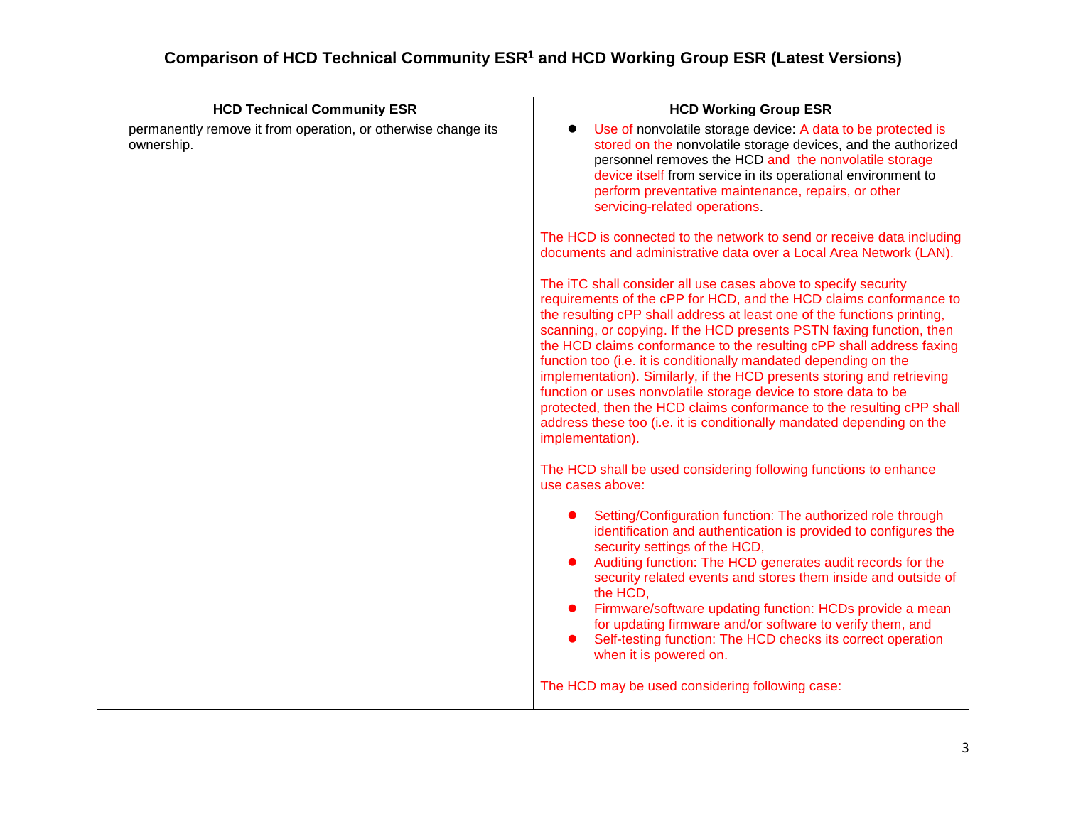# Comparison of HCD Technical Community ESR[1] and HCD Working Group ESR (Latest Versions)

| HCD Technical Community ESR | HCD Working Group ESR |
| --- | --- |
| permanently remove it from operation, or otherwise change its ownership. | • Use of nonvolatile storage device: A data to be protected is stored on the nonvolatile storage devices, and the authorized personnel removes the HCD and the nonvolatile storage device itself from service in its operational environment to perform preventative maintenance, repairs, or other servicing-related operations.<br><br>The HCD is connected to the network to send or receive data including documents and administrative data over a Local Area Network (LAN).<br><br>The iTC shall consider all use cases above to specify security requirements of the cPP for HCD, and the HCD claims conformance to the resulting cPP shall address at least one of the functions printing, scanning, or copying. If the HCD presents PSTN faxing function, then the HCD claims conformance to the resulting cPP shall address faxing function too (i.e. it is conditionally mandated depending on the implementation). Similarly, if the HCD presents storing and retrieving function or uses nonvolatile storage device to store data to be protected, then the HCD claims conformance to the resulting cPP shall address these too (i.e. it is conditionally mandated depending on the implementation).<br><br>The HCD shall be used considering following functions to enhance use cases above:<br><br>• Setting/Configuration function: The authorized role through identification and authentication is provided to configures the security settings of the HCD,<br>• Auditing function: The HCD generates audit records for the security related events and stores them inside and outside of the HCD,<br>• Firmware/software updating function: HCDs provide a mean for updating firmware and/or software to verify them, and<br>• Self-testing function: The HCD checks its correct operation when it is powered on.<br><br>The HCD may be used considering following case: |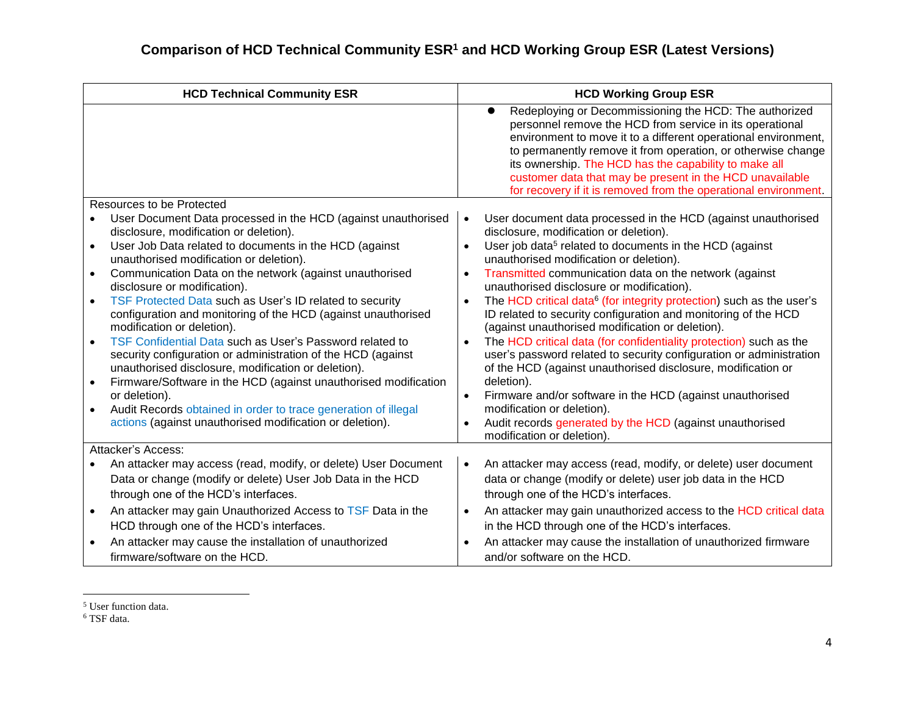## Comparison of HCD Technical Community ESR[1] and HCD Working Group ESR (Latest Versions)

| HCD Technical Community ESR | HCD Working Group ESR |
|---|---|
| | • Redeploying or Decommissioning the HCD: The authorized personnel remove the HCD from service in its operational environment to move it to a different operational environment, to permanently remove it from operation, or otherwise change its ownership. The HCD has the capability to make all customer data that may be present in the HCD unavailable for recovery if it is removed from the operational environment. |
| Resources to be Protected | |
| • User Document Data processed in the HCD (against unauthorised disclosure, modification or deletion).<br>• User Job Data related to documents in the HCD (against unauthorised modification or deletion).<br>• Communication Data on the network (against unauthorised disclosure or modification).<br>• TSF Protected Data such as User's ID related to security configuration and monitoring of the HCD (against unauthorised modification or deletion).<br>• TSF Confidential Data such as User's Password related to security configuration or administration of the HCD (against unauthorised disclosure, modification or deletion).<br>• Firmware/Software in the HCD (against unauthorised modification or deletion).<br>• Audit Records obtained in order to trace generation of illegal actions (against unauthorised modification or deletion). | • User document data processed in the HCD (against unauthorised disclosure, modification or deletion).<br>• User job data[5] related to documents in the HCD (against unauthorised modification or deletion).<br>• Transmitted communication data on the network (against unauthorised disclosure or modification).<br>• The HCD critical data[6] (for integrity protection) such as the user's ID related to security configuration and monitoring of the HCD (against unauthorised modification or deletion).<br>• The HCD critical data (for confidentiality protection) such as the user's password related to security configuration or administration of the HCD (against unauthorised disclosure, modification or deletion).<br>• Firmware and/or software in the HCD (against unauthorised modification or deletion).<br>• Audit records generated by the HCD (against unauthorised modification or deletion). |
| Attacker's Access: | |
| • An attacker may access (read, modify, or delete) User Document Data or change (modify or delete) User Job Data in the HCD through one of the HCD's interfaces.<br>• An attacker may gain Unauthorized Access to TSF Data in the HCD through one of the HCD's interfaces.<br>• An attacker may cause the installation of unauthorized firmware/software on the HCD. | • An attacker may access (read, modify, or delete) user document data or change (modify or delete) user job data in the HCD through one of the HCD's interfaces.<br>• An attacker may gain unauthorized access to the HCD critical data in the HCD through one of the HCD's interfaces.<br>• An attacker may cause the installation of unauthorized firmware and/or software on the HCD. |

[5] User function data.

[6] TSF data.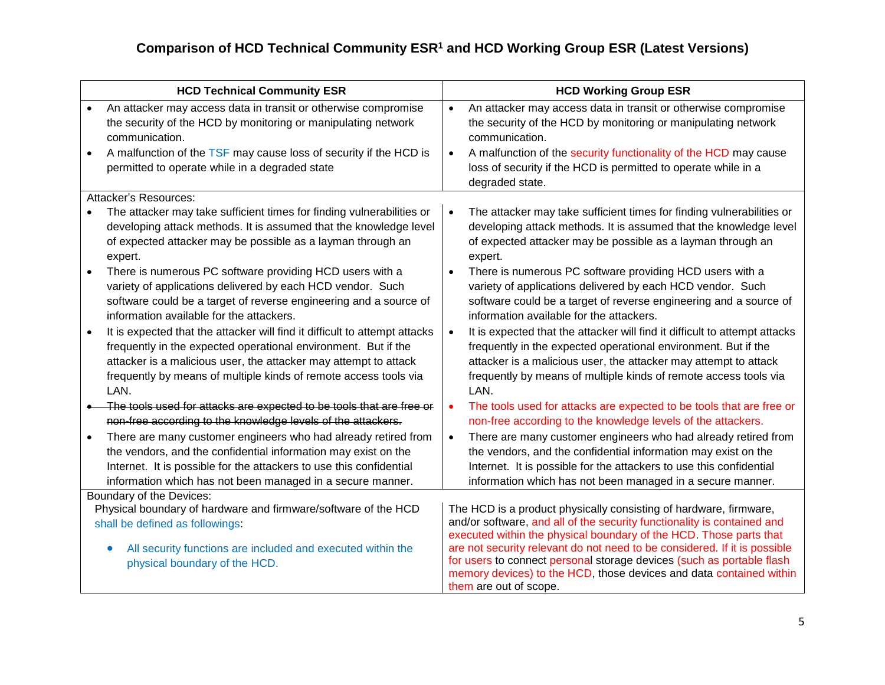## Comparison of HCD Technical Community ESR[1] and HCD Working Group ESR (Latest Versions)

| HCD Technical Community ESR | HCD Working Group ESR |
|---|---|
| • An attacker may access data in transit or otherwise compromise the security of the HCD by monitoring or manipulating network communication.<br>• A malfunction of the TSF may cause loss of security if the HCD is permitted to operate while in a degraded state | • An attacker may access data in transit or otherwise compromise the security of the HCD by monitoring or manipulating network communication.<br>• A malfunction of the security functionality of the HCD may cause loss of security if the HCD is permitted to operate while in a degraded state. |
| Attacker's Resources: | |
| • The attacker may take sufficient times for finding vulnerabilities or developing attack methods. It is assumed that the knowledge level of expected attacker may be possible as a layman through an expert.<br>• There is numerous PC software providing HCD users with a variety of applications delivered by each HCD vendor. Such software could be a target of reverse engineering and a source of information available for the attackers.<br>• It is expected that the attacker will find it difficult to attempt attacks frequently in the expected operational environment. But if the attacker is a malicious user, the attacker may attempt to attack frequently by means of multiple kinds of remote access tools via LAN.<br>• ~~The tools used for attacks are expected to be tools that are free or non-free according to the knowledge levels of the attackers.~~<br>• There are many customer engineers who had already retired from the vendors, and the confidential information may exist on the Internet. It is possible for the attackers to use this confidential information which has not been managed in a secure manner. | • The attacker may take sufficient times for finding vulnerabilities or developing attack methods. It is assumed that the knowledge level of expected attacker may be possible as a layman through an expert.<br>• There is numerous PC software providing HCD users with a variety of applications delivered by each HCD vendor. Such software could be a target of reverse engineering and a source of information available for the attackers.<br>• It is expected that the attacker will find it difficult to attempt attacks frequently in the expected operational environment. But if the attacker is a malicious user, the attacker may attempt to attack frequently by means of multiple kinds of remote access tools via LAN.<br>• The tools used for attacks are expected to be tools that are free or non-free according to the knowledge levels of the attackers.<br>• There are many customer engineers who had already retired from the vendors, and the confidential information may exist on the Internet. It is possible for the attackers to use this confidential information which has not been managed in a secure manner. |
| Boundary of the Devices: | |
| Physical boundary of hardware and firmware/software of the HCD shall be defined as followings:<br>• All security functions are included and executed within the physical boundary of the HCD. | The HCD is a product physically consisting of hardware, firmware, and/or software, and all of the security functionality is contained and executed within the physical boundary of the HCD. Those parts that are not security relevant do not need to be considered. If it is possible for users to connect personal storage devices (such as portable flash memory devices) to the HCD, those devices and data contained within them are out of scope. |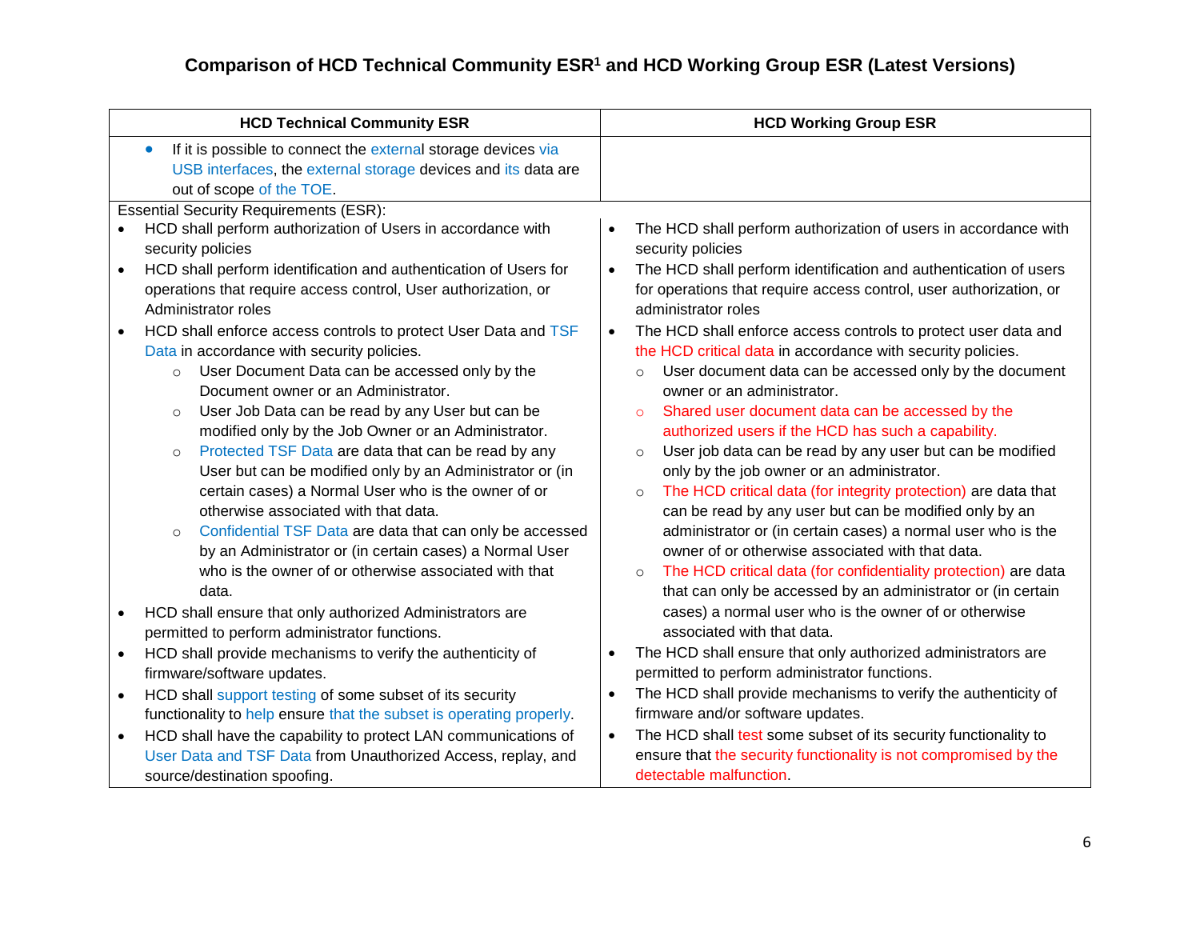# Comparison of HCD Technical Community ESR[1] and HCD Working Group ESR (Latest Versions)

| HCD Technical Community ESR | HCD Working Group ESR |
| --- | --- |
| • If it is possible to connect the external storage devices via USB interfaces, the external storage devices and its data are out of scope of the TOE. | |
| Essential Security Requirements (ESR):<br>• HCD shall perform authorization of Users in accordance with security policies<br>• HCD shall perform identification and authentication of Users for operations that require access control, User authorization, or Administrator roles<br>• HCD shall enforce access controls to protect User Data and TSF Data in accordance with security policies.<br>  ○ User Document Data can be accessed only by the Document owner or an Administrator.<br>  ○ User Job Data can be read by any User but can be modified only by the Job Owner or an Administrator.<br>  ○ Protected TSF Data are data that can be read by any User but can be modified only by an Administrator or (in certain cases) a Normal User who is the owner of or otherwise associated with that data.<br>  ○ Confidential TSF Data are data that can only be accessed by an Administrator or (in certain cases) a Normal User who is the owner of or otherwise associated with that data.<br>• HCD shall ensure that only authorized Administrators are permitted to perform administrator functions.<br>• HCD shall provide mechanisms to verify the authenticity of firmware/software updates.<br>• HCD shall support testing of some subset of its security functionality to help ensure that the subset is operating properly.<br>• HCD shall have the capability to protect LAN communications of User Data and TSF Data from Unauthorized Access, replay, and source/destination spoofing. | • The HCD shall perform authorization of users in accordance with security policies<br>• The HCD shall perform identification and authentication of users for operations that require access control, user authorization, or administrator roles<br>• The HCD shall enforce access controls to protect user data and the HCD critical data in accordance with security policies.<br>  ○ User document data can be accessed only by the document owner or an administrator.<br>  ○ Shared user document data can be accessed by the authorized users if the HCD has such a capability.<br>  ○ User job data can be read by any user but can be modified only by the job owner or an administrator.<br>  ○ The HCD critical data (for integrity protection) are data that can be read by any user but can be modified only by an administrator or (in certain cases) a normal user who is the owner of or otherwise associated with that data.<br>  ○ The HCD critical data (for confidentiality protection) are data that can only be accessed by an administrator or (in certain cases) a normal user who is the owner of or otherwise associated with that data.<br>• The HCD shall ensure that only authorized administrators are permitted to perform administrator functions.<br>• The HCD shall provide mechanisms to verify the authenticity of firmware and/or software updates.<br>• The HCD shall test some subset of its security functionality to ensure that the security functionality is not compromised by the detectable malfunction. |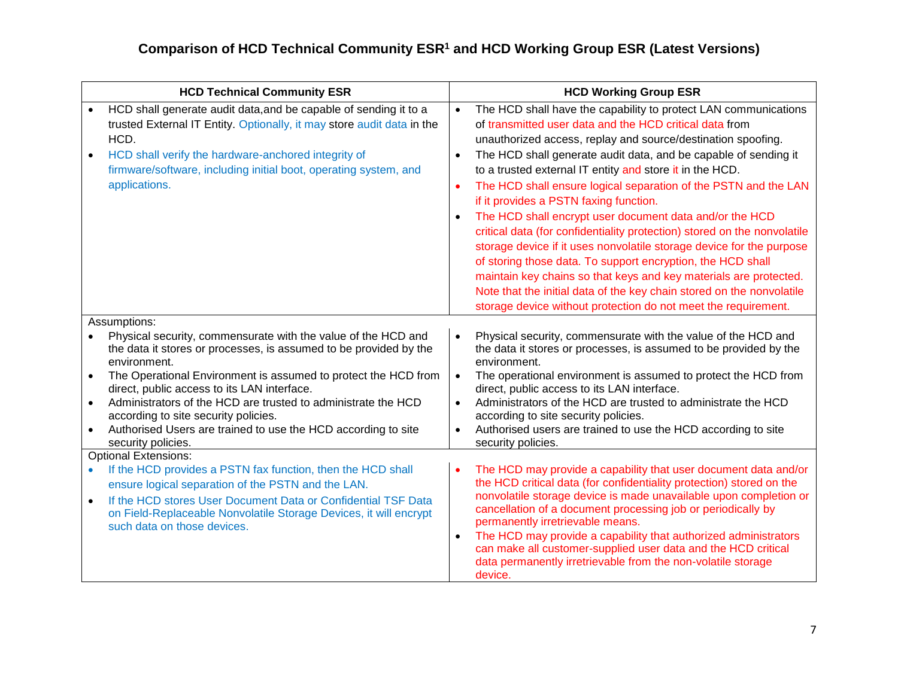## Comparison of HCD Technical Community ESR[1] and HCD Working Group ESR (Latest Versions)

| HCD Technical Community ESR | HCD Working Group ESR |
|---|---|
| • HCD shall generate audit data,and be capable of sending it to a trusted External IT Entity. Optionally, it may store audit data in the HCD.<br>• HCD shall verify the hardware-anchored integrity of firmware/software, including initial boot, operating system, and applications. | • The HCD shall have the capability to protect LAN communications of transmitted user data and the HCD critical data from unauthorized access, replay and source/destination spoofing.<br>• The HCD shall generate audit data, and be capable of sending it to a trusted external IT entity and store it in the HCD.<br>• The HCD shall ensure logical separation of the PSTN and the LAN if it provides a PSTN faxing function.<br>• The HCD shall encrypt user document data and/or the HCD critical data (for confidentiality protection) stored on the nonvolatile storage device if it uses nonvolatile storage device for the purpose of storing those data. To support encryption, the HCD shall maintain key chains so that keys and key materials are protected. Note that the initial data of the key chain stored on the nonvolatile storage device without protection do not meet the requirement. |
| Assumptions: | |
| • Physical security, commensurate with the value of the HCD and the data it stores or processes, is assumed to be provided by the environment.<br>• The Operational Environment is assumed to protect the HCD from direct, public access to its LAN interface.<br>• Administrators of the HCD are trusted to administrate the HCD according to site security policies.<br>• Authorised Users are trained to use the HCD according to site security policies. | • Physical security, commensurate with the value of the HCD and the data it stores or processes, is assumed to be provided by the environment.<br>• The operational environment is assumed to protect the HCD from direct, public access to its LAN interface.<br>• Administrators of the HCD are trusted to administrate the HCD according to site security policies.<br>• Authorised users are trained to use the HCD according to site security policies. |
| Optional Extensions: | |
| • If the HCD provides a PSTN fax function, then the HCD shall ensure logical separation of the PSTN and the LAN.<br>• If the HCD stores User Document Data or Confidential TSF Data on Field-Replaceable Nonvolatile Storage Devices, it will encrypt such data on those devices. | • The HCD may provide a capability that user document data and/or the HCD critical data (for confidentiality protection) stored on the nonvolatile storage device is made unavailable upon completion or cancellation of a document processing job or periodically by permanently irretrievable means.<br>• The HCD may provide a capability that authorized administrators can make all customer-supplied user data and the HCD critical data permanently irretrievable from the non-volatile storage device. |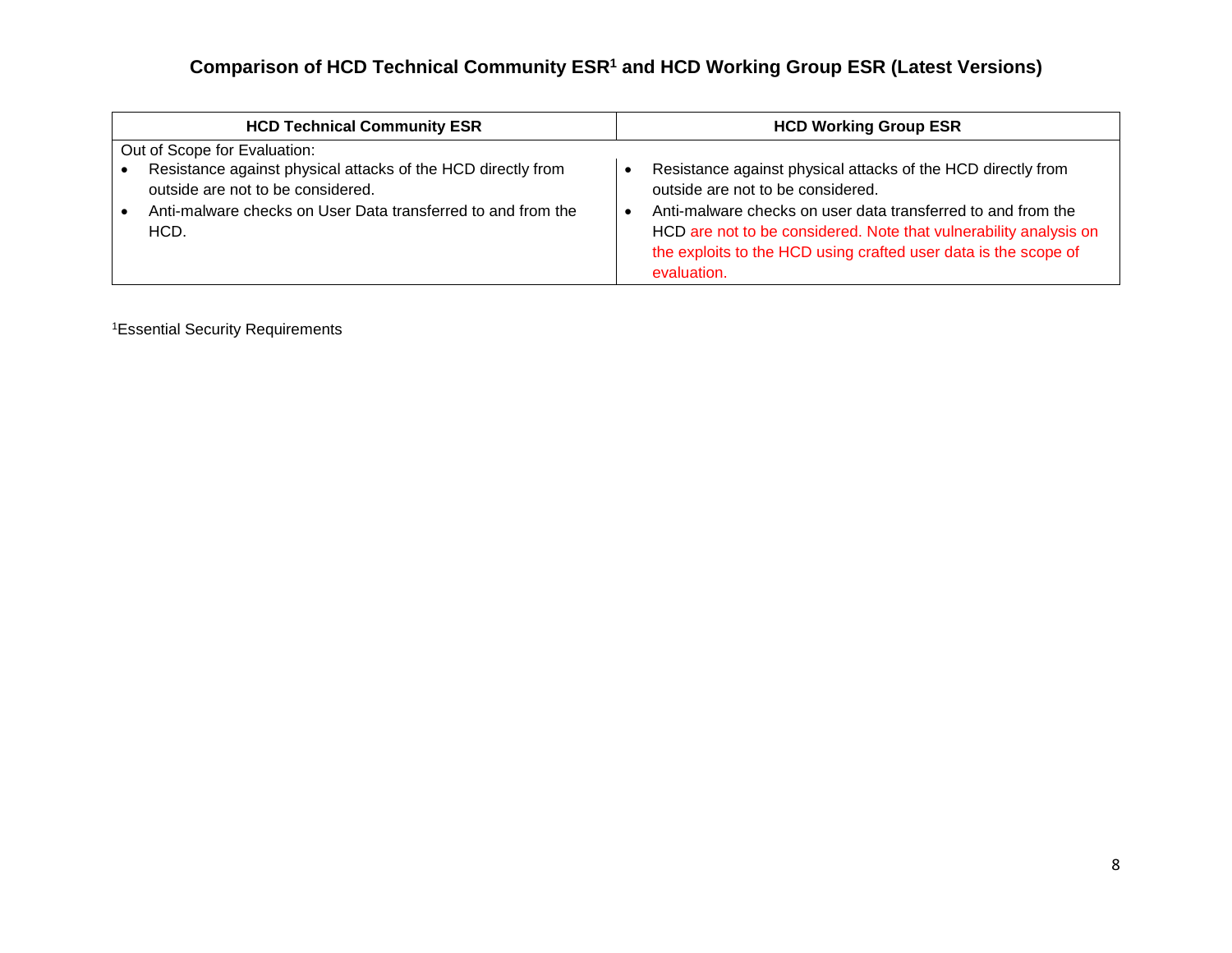# Comparison of HCD Technical Community ESR[1] and HCD Working Group ESR (Latest Versions)

| HCD Technical Community ESR | HCD Working Group ESR |
| --- | --- |
| Out of Scope for Evaluation: | |
| • Resistance against physical attacks of the HCD directly from outside are not to be considered.<br>• Anti-malware checks on User Data transferred to and from the HCD. | • Resistance against physical attacks of the HCD directly from outside are not to be considered.<br>• Anti-malware checks on user data transferred to and from the HCD are not to be considered. Note that vulnerability analysis on the exploits to the HCD using crafted user data is the scope of evaluation. |

[1]Essential Security Requirements